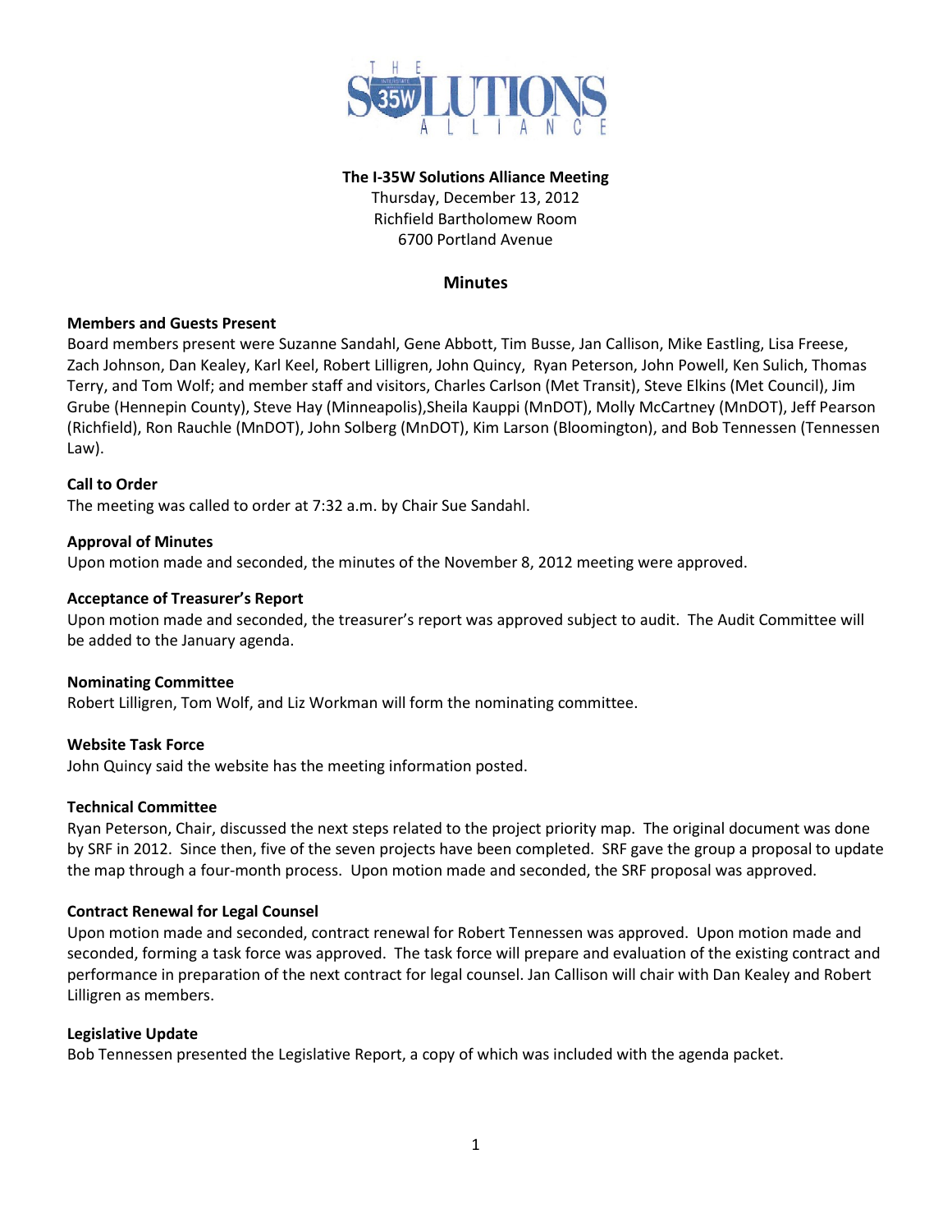**The I-35W Solutions Alliance Meeting**

Thursday, December 13, 2012
Richfield Bartholomew Room
6700 Portland Avenue

## Minutes

**Members and Guests Present**

Board members present were Suzanne Sandahl, Gene Abbott, Tim Busse, Jan Callison, Mike Eastling, Lisa Freese, Zach Johnson, Dan Kealey, Karl Keel, Robert Lilligren, John Quincy, Ryan Peterson, John Powell, Ken Sulich, Thomas Terry, and Tom Wolf; and member staff and visitors, Charles Carlson (Met Transit), Steve Elkins (Met Council), Jim Grube (Hennepin County), Steve Hay (Minneapolis),Sheila Kauppi (MnDOT), Molly McCartney (MnDOT), Jeff Pearson (Richfield), Ron Rauchle (MnDOT), John Solberg (MnDOT), Kim Larson (Bloomington), and Bob Tennessen (Tennessen Law).

**Call to Order**

The meeting was called to order at 7:32 a.m. by Chair Sue Sandahl.

**Approval of Minutes**

Upon motion made and seconded, the minutes of the November 8, 2012 meeting were approved.

**Acceptance of Treasurer's Report**

Upon motion made and seconded, the treasurer's report was approved subject to audit. The Audit Committee will be added to the January agenda.

**Nominating Committee**

Robert Lilligren, Tom Wolf, and Liz Workman will form the nominating committee.

**Website Task Force**

John Quincy said the website has the meeting information posted.

**Technical Committee**

Ryan Peterson, Chair, discussed the next steps related to the project priority map. The original document was done by SRF in 2012. Since then, five of the seven projects have been completed. SRF gave the group a proposal to update the map through a four-month process. Upon motion made and seconded, the SRF proposal was approved.

**Contract Renewal for Legal Counsel**

Upon motion made and seconded, contract renewal for Robert Tennessen was approved. Upon motion made and seconded, forming a task force was approved. The task force will prepare and evaluation of the existing contract and performance in preparation of the next contract for legal counsel. Jan Callison will chair with Dan Kealey and Robert Lilligren as members.

**Legislative Update**

Bob Tennessen presented the Legislative Report, a copy of which was included with the agenda packet.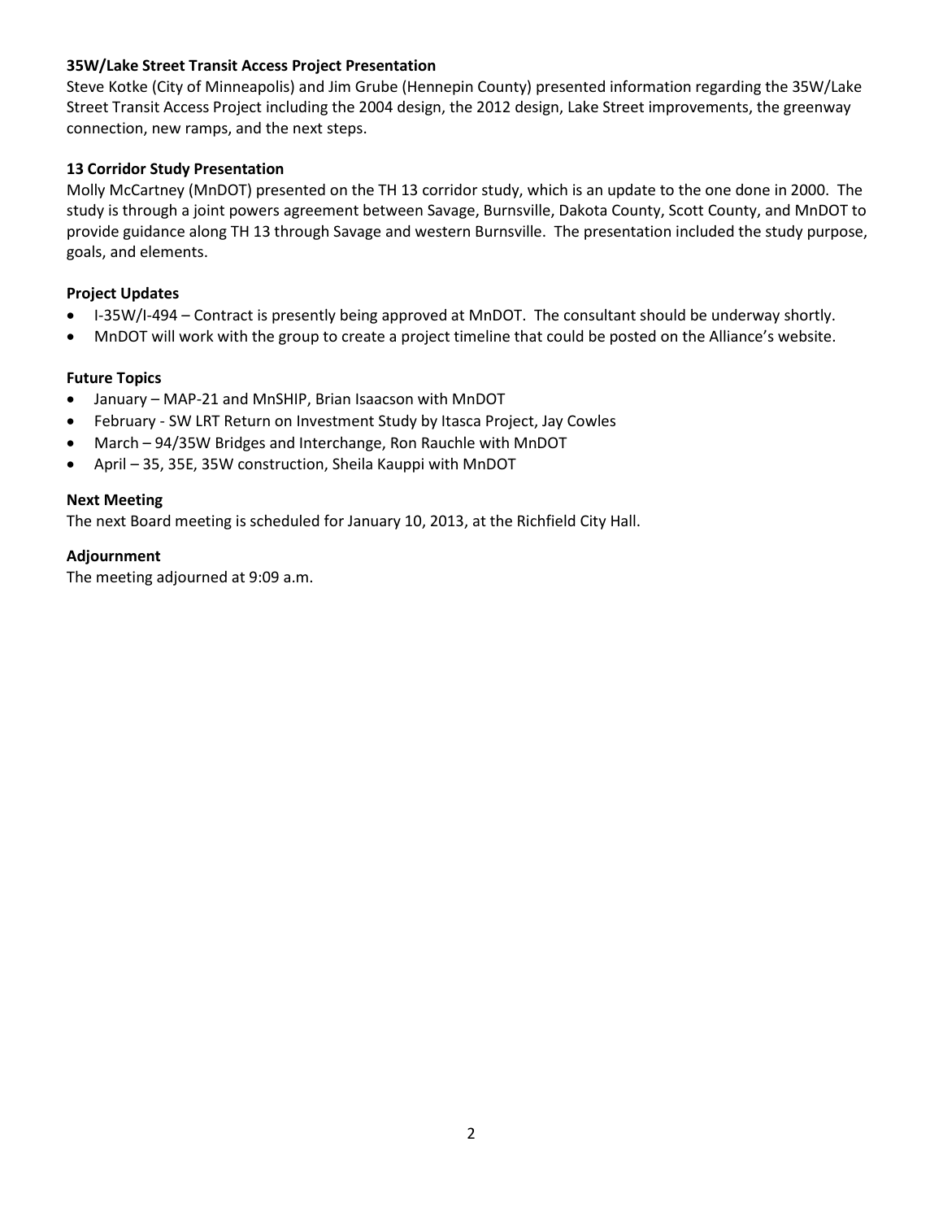**35W/Lake Street Transit Access Project Presentation**

Steve Kotke (City of Minneapolis) and Jim Grube (Hennepin County) presented information regarding the 35W/Lake Street Transit Access Project including the 2004 design, the 2012 design, Lake Street improvements, the greenway connection, new ramps, and the next steps.

**13 Corridor Study Presentation**

Molly McCartney (MnDOT) presented on the TH 13 corridor study, which is an update to the one done in 2000. The study is through a joint powers agreement between Savage, Burnsville, Dakota County, Scott County, and MnDOT to provide guidance along TH 13 through Savage and western Burnsville. The presentation included the study purpose, goals, and elements.

**Project Updates**

- I-35W/I-494 – Contract is presently being approved at MnDOT. The consultant should be underway shortly.
- MnDOT will work with the group to create a project timeline that could be posted on the Alliance's website.

**Future Topics**

- January – MAP-21 and MnSHIP, Brian Isaacson with MnDOT
- February - SW LRT Return on Investment Study by Itasca Project, Jay Cowles
- March – 94/35W Bridges and Interchange, Ron Rauchle with MnDOT
- April – 35, 35E, 35W construction, Sheila Kauppi with MnDOT

**Next Meeting**

The next Board meeting is scheduled for January 10, 2013, at the Richfield City Hall.

**Adjournment**

The meeting adjourned at 9:09 a.m.